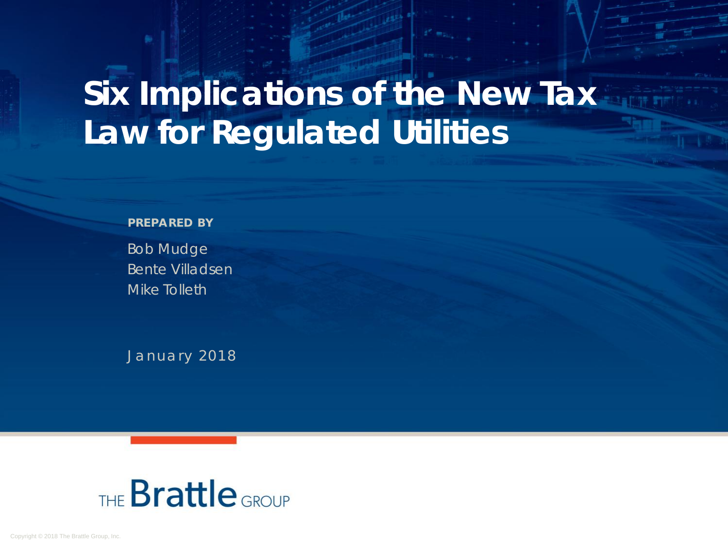# Six Implications of the New Tax Law for Regulated Utilities

**PREPARED BY**

Bob Mudge
Bente Villadsen
Mike Tolleth

January 2018

THE Brattle GROUP

Copyright © 2018 The Brattle Group, Inc.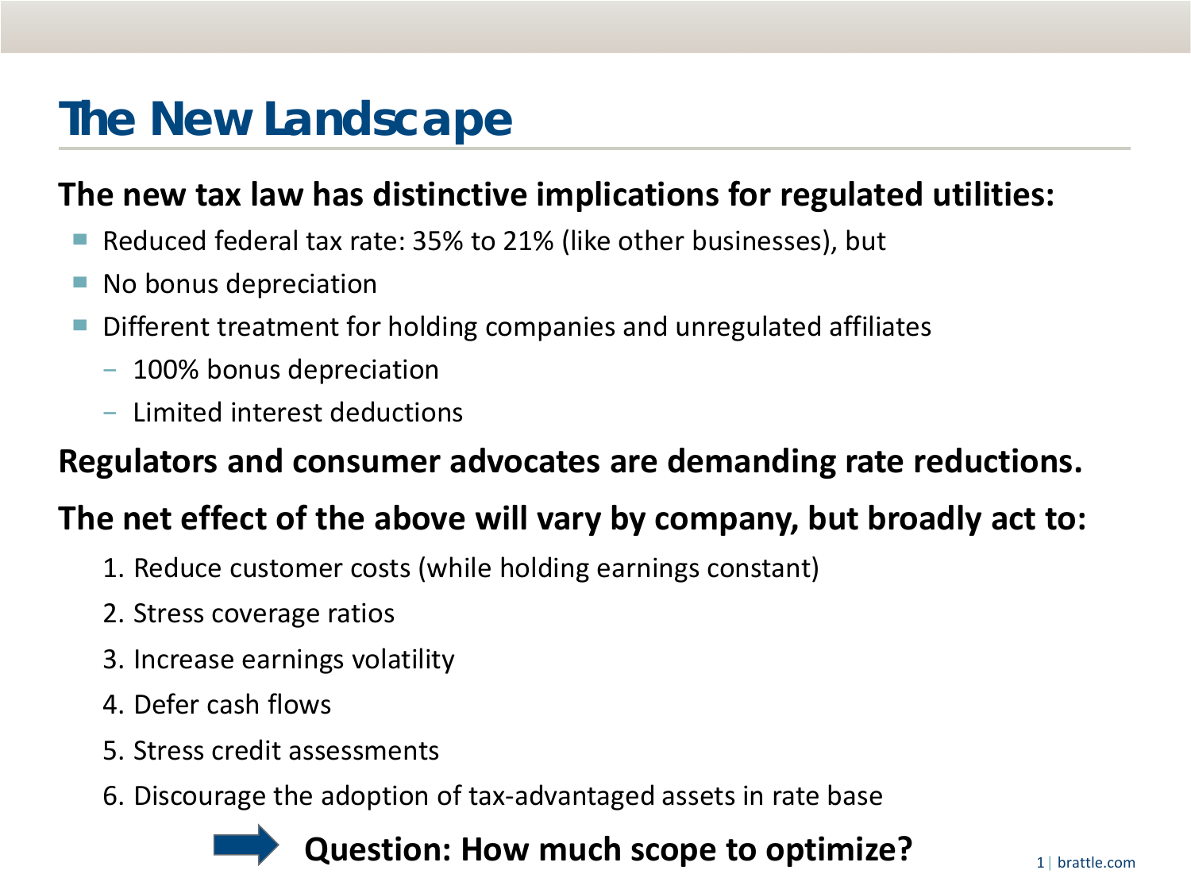# The New Landscape

**The new tax law has distinctive implications for regulated utilities:**

- Reduced federal tax rate: 35% to 21% (like other businesses), but
- No bonus depreciation
- Different treatment for holding companies and unregulated affiliates
  - 100% bonus depreciation
  - Limited interest deductions

**Regulators and consumer advocates are demanding rate reductions.**

**The net effect of the above will vary by company, but broadly act to:**

1. Reduce customer costs (while holding earnings constant)
2. Stress coverage ratios
3. Increase earnings volatility
4. Defer cash flows
5. Stress credit assessments
6. Discourage the adoption of tax-advantaged assets in rate base

➡ **Question: How much scope to optimize?**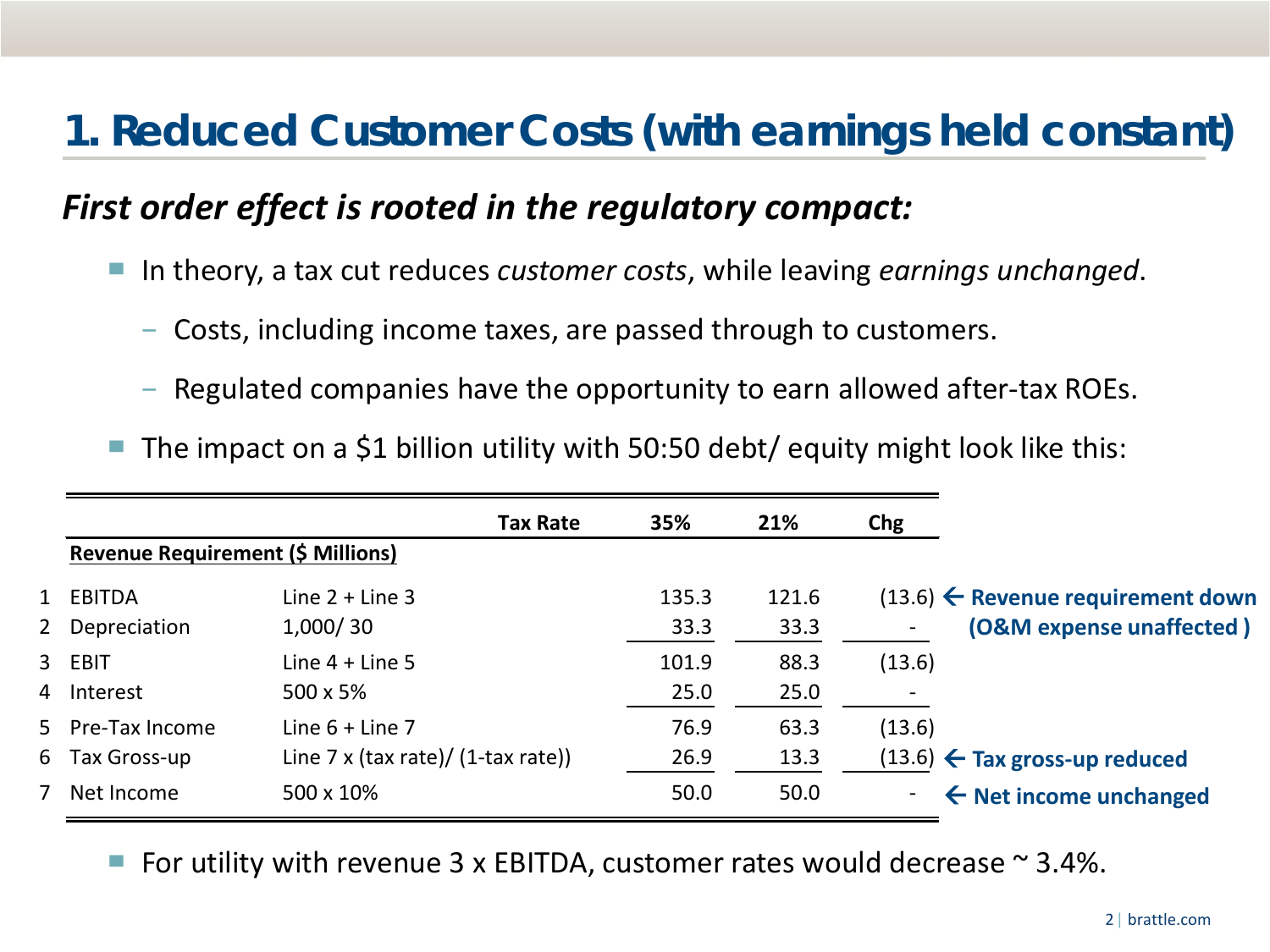# 1. Reduced Customer Costs (with earnings held constant)

***First order effect is rooted in the regulatory compact:***

- In theory, a tax cut reduces *customer costs*, while leaving *earnings unchanged*.
  - Costs, including income taxes, are passed through to customers.
  - Regulated companies have the opportunity to earn allowed after-tax ROEs.
- The impact on a $1 billion utility with 50:50 debt/ equity might look like this:

| | | Tax Rate | 35% | 21% | Chg | |
|---|---|---|---|---|---|---|
| | **Revenue Requirement ($ Millions)** | | | | | |
| 1 | EBITDA | Line 2 + Line 3 | 135.3 | 121.6 | (13.6) | ← **Revenue requirement down** |
| 2 | Depreciation | 1,000/ 30 | 33.3 | 33.3 | - | **(O&M expense unaffected )** |
| 3 | EBIT | Line 4 + Line 5 | 101.9 | 88.3 | (13.6) | |
| 4 | Interest | 500 x 5% | 25.0 | 25.0 | - | |
| 5 | Pre-Tax Income | Line 6 + Line 7 | 76.9 | 63.3 | (13.6) | |
| 6 | Tax Gross-up | Line 7 x (tax rate)/ (1-tax rate)) | 26.9 | 13.3 | (13.6) | ← **Tax gross-up reduced** |
| 7 | Net Income | 500 x 10% | 50.0 | 50.0 | - | ← **Net income unchanged** |

- For utility with revenue 3 x EBITDA, customer rates would decrease ~ 3.4%.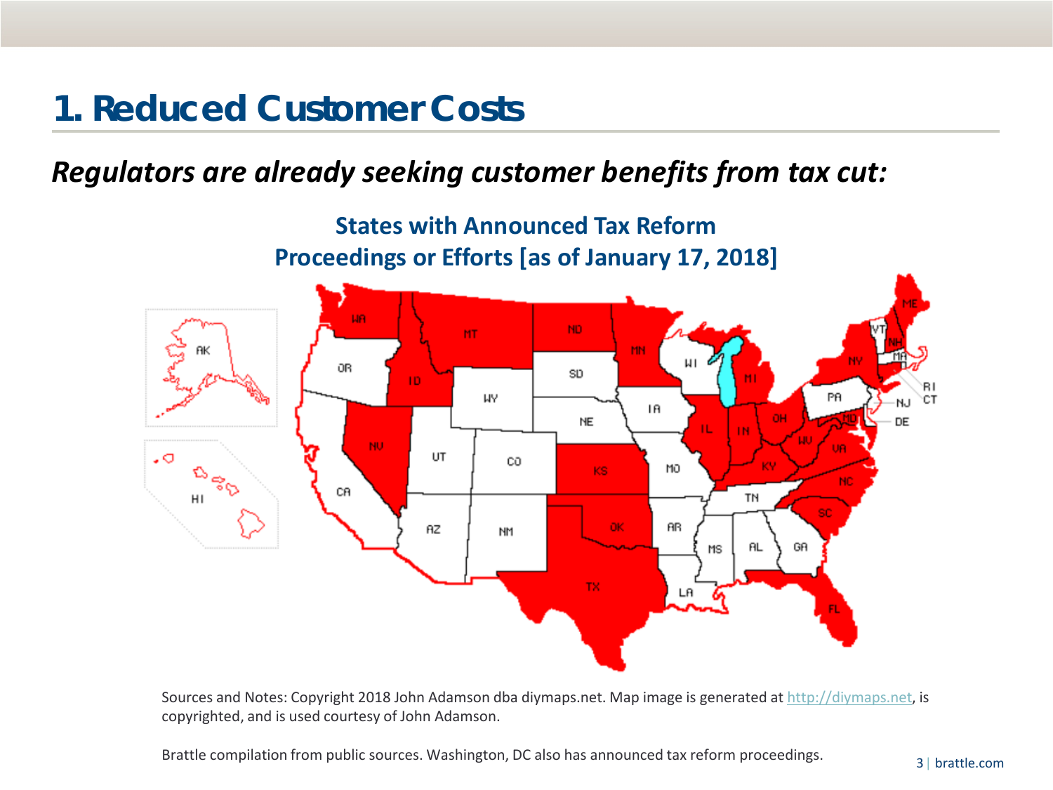# 1. Reduced Customer Costs

***Regulators are already seeking customer benefits from tax cut:***

**States with Announced Tax Reform Proceedings or Efforts [as of January 17, 2018]**

Sources and Notes: Copyright 2018 John Adamson dba diymaps.net. Map image is generated at http://diymaps.net, is copyrighted, and is used courtesy of John Adamson.

Brattle compilation from public sources. Washington, DC also has announced tax reform proceedings.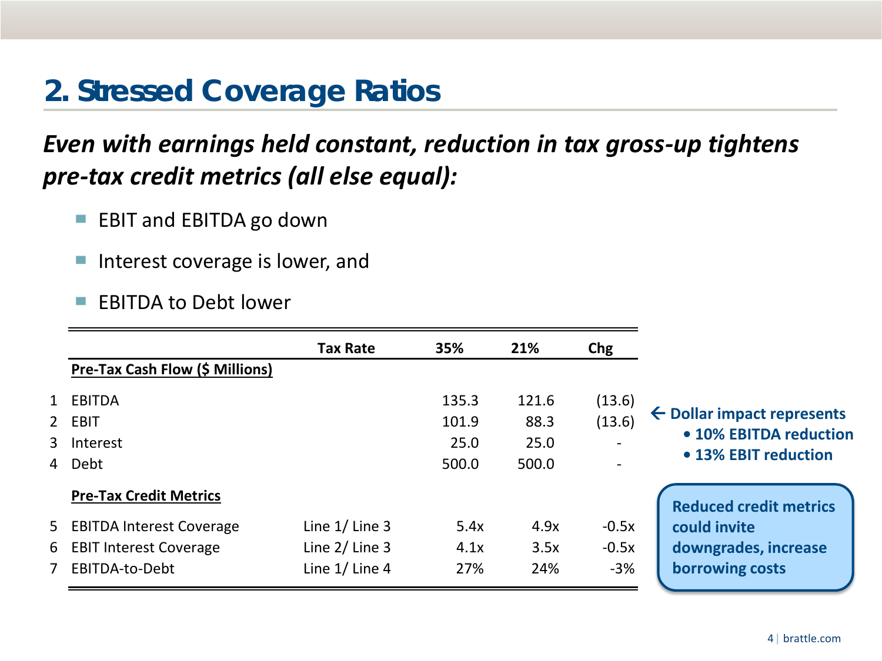# 2. Stressed Coverage Ratios

***Even with earnings held constant, reduction in tax gross-up tightens pre-tax credit metrics (all else equal):***

- EBIT and EBITDA go down
- Interest coverage is lower, and
- EBITDA to Debt lower

| | | Tax Rate | 35% | 21% | Chg |
|---|---|---|---|---|---|
| | **Pre-Tax Cash Flow ($ Millions)** | | | | |
| 1 | EBITDA | | 135.3 | 121.6 | (13.6) |
| 2 | EBIT | | 101.9 | 88.3 | (13.6) |
| 3 | Interest | | 25.0 | 25.0 | - |
| 4 | Debt | | 500.0 | 500.0 | - |
| | **Pre-Tax Credit Metrics** | | | | |
| 5 | EBITDA Interest Coverage | Line 1/ Line 3 | 5.4x | 4.9x | -0.5x |
| 6 | EBIT Interest Coverage | Line 2/ Line 3 | 4.1x | 3.5x | -0.5x |
| 7 | EBITDA-to-Debt | Line 1/ Line 4 | 27% | 24% | -3% |

**← Dollar impact represents**
- **10% EBITDA reduction**
- **13% EBIT reduction**

**Reduced credit metrics could invite downgrades, increase borrowing costs**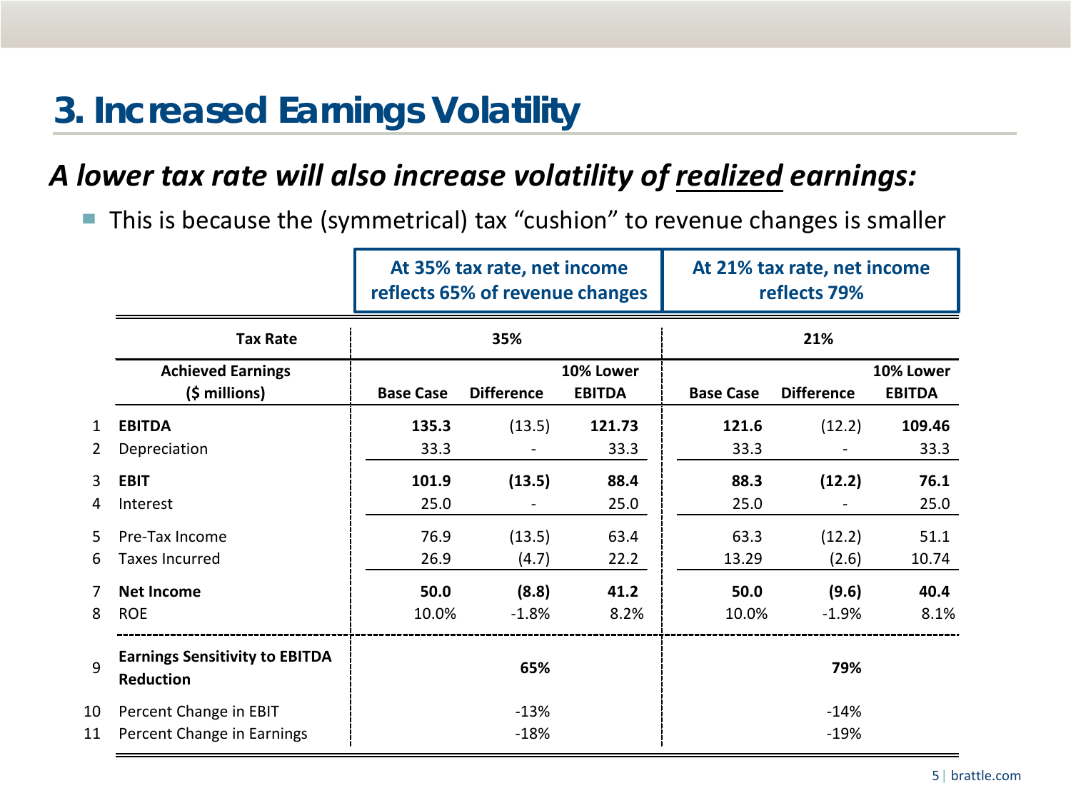# 3. Increased Earnings Volatility

## *A lower tax rate will also increase volatility of realized earnings:*

- This is because the (symmetrical) tax "cushion" to revenue changes is smaller

| | | At 35% tax rate, net income reflects 65% of revenue changes | | | At 21% tax rate, net income reflects 79% | | |
|---|---|---|---|---|---|---|---|
| | **Tax Rate** | | **35%** | | | **21%** | |
| | **Achieved Earnings ($ millions)** | **Base Case** | **Difference** | **10% Lower EBITDA** | **Base Case** | **Difference** | **10% Lower EBITDA** |
| 1 | **EBITDA** | **135.3** | (13.5) | **121.73** | **121.6** | (12.2) | **109.46** |
| 2 | Depreciation | 33.3 | - | 33.3 | 33.3 | - | 33.3 |
| 3 | **EBIT** | **101.9** | **(13.5)** | **88.4** | **88.3** | **(12.2)** | **76.1** |
| 4 | Interest | 25.0 | - | 25.0 | 25.0 | - | 25.0 |
| 5 | Pre-Tax Income | 76.9 | (13.5) | 63.4 | 63.3 | (12.2) | 51.1 |
| 6 | Taxes Incurred | 26.9 | (4.7) | 22.2 | 13.29 | (2.6) | 10.74 |
| 7 | **Net Income** | **50.0** | **(8.8)** | **41.2** | **50.0** | **(9.6)** | **40.4** |
| 8 | ROE | 10.0% | -1.8% | 8.2% | 10.0% | -1.9% | 8.1% |
| 9 | **Earnings Sensitivity to EBITDA Reduction** | | **65%** | | | **79%** | |
| 10 | Percent Change in EBIT | | -13% | | | -14% | |
| 11 | Percent Change in Earnings | | -18% | | | -19% | |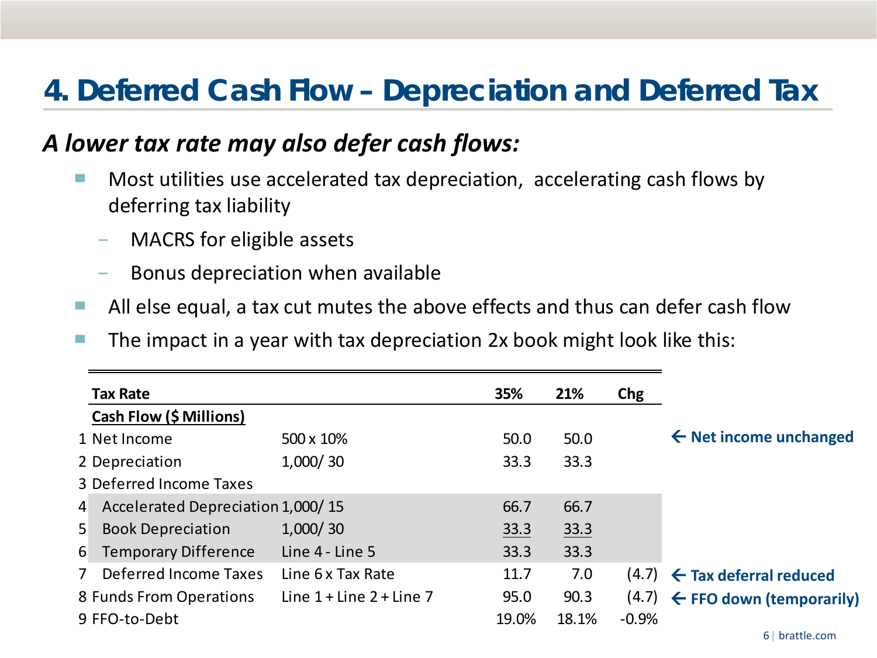# 4. Deferred Cash Flow – Depreciation and Deferred Tax

## *A lower tax rate may also defer cash flows:*

- Most utilities use accelerated tax depreciation, accelerating cash flows by deferring tax liability
  - MACRS for eligible assets
  - Bonus depreciation when available
- All else equal, a tax cut mutes the above effects and thus can defer cash flow
- The impact in a year with tax depreciation 2x book might look like this:

| | **Tax Rate** | | **35%** | **21%** | **Chg** | |
|---|---|---|---|---|---|---|
| | **Cash Flow ($ Millions)** | | | | | |
| 1 | Net Income | 500 x 10% | 50.0 | 50.0 | | ← **Net income unchanged** |
| 2 | Depreciation | 1,000/ 30 | 33.3 | 33.3 | | |
| 3 | Deferred Income Taxes | | | | | |
| 4 | Accelerated Depreciation | 1,000/ 15 | 66.7 | 66.7 | | |
| 5 | Book Depreciation | 1,000/ 30 | 33.3 | 33.3 | | |
| 6 | Temporary Difference | Line 4 - Line 5 | 33.3 | 33.3 | | |
| 7 | Deferred Income Taxes | Line 6 x Tax Rate | 11.7 | 7.0 | (4.7) | ← **Tax deferral reduced** |
| 8 | Funds From Operations | Line 1 + Line 2 + Line 7 | 95.0 | 90.3 | (4.7) | ← **FFO down (temporarily)** |
| 9 | FFO-to-Debt | | 19.0% | 18.1% | -0.9% | |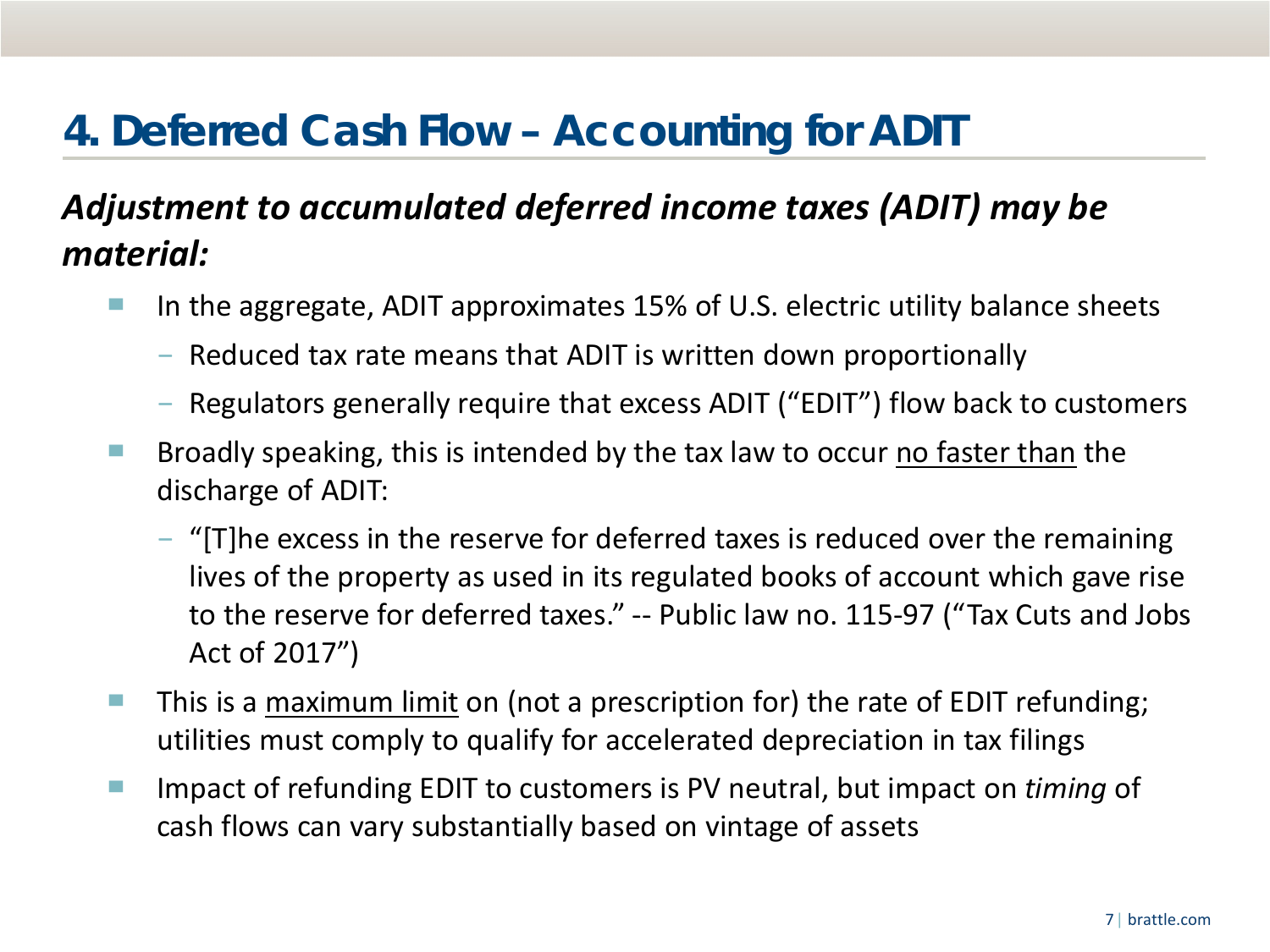# 4. Deferred Cash Flow – Accounting for ADIT

***Adjustment to accumulated deferred income taxes (ADIT) may be material:***

- In the aggregate, ADIT approximates 15% of U.S. electric utility balance sheets
  - Reduced tax rate means that ADIT is written down proportionally
  - Regulators generally require that excess ADIT ("EDIT") flow back to customers
- Broadly speaking, this is intended by the tax law to occur <u>no faster than</u> the discharge of ADIT:
  - "[T]he excess in the reserve for deferred taxes is reduced over the remaining lives of the property as used in its regulated books of account which gave rise to the reserve for deferred taxes." -- Public law no. 115-97 ("Tax Cuts and Jobs Act of 2017")
- This is a <u>maximum limit</u> on (not a prescription for) the rate of EDIT refunding; utilities must comply to qualify for accelerated depreciation in tax filings
- Impact of refunding EDIT to customers is PV neutral, but impact on *timing* of cash flows can vary substantially based on vintage of assets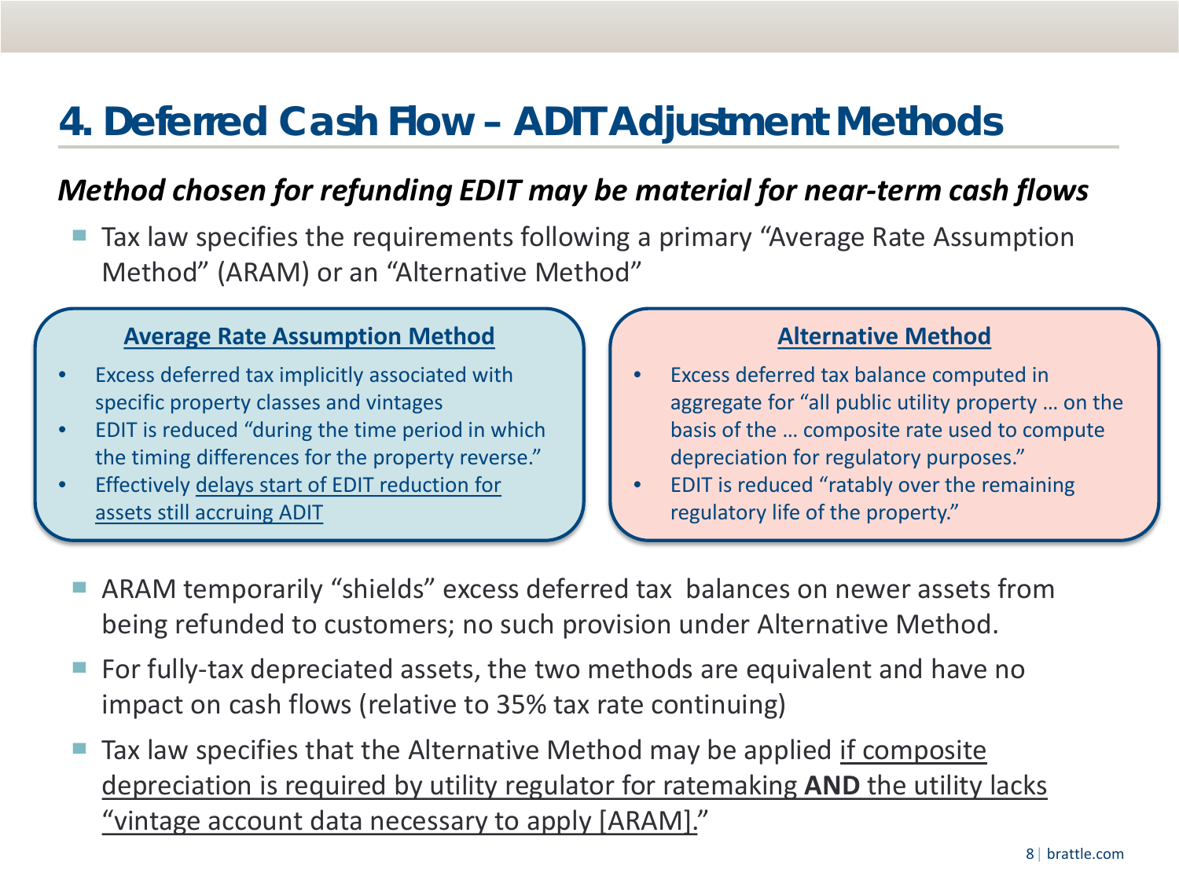# 4. Deferred Cash Flow – ADIT Adjustment Methods

***Method chosen for refunding EDIT may be material for near-term cash flows***

- Tax law specifies the requirements following a primary "Average Rate Assumption Method" (ARAM) or an "Alternative Method"

**Average Rate Assumption Method**

- Excess deferred tax implicitly associated with specific property classes and vintages
- EDIT is reduced "during the time period in which the timing differences for the property reverse."
- Effectively delays start of EDIT reduction for assets still accruing ADIT

**Alternative Method**

- Excess deferred tax balance computed in aggregate for "all public utility property … on the basis of the … composite rate used to compute depreciation for regulatory purposes."
- EDIT is reduced "ratably over the remaining regulatory life of the property."

- ARAM temporarily "shields" excess deferred tax balances on newer assets from being refunded to customers; no such provision under Alternative Method.
- For fully-tax depreciated assets, the two methods are equivalent and have no impact on cash flows (relative to 35% tax rate continuing)
- Tax law specifies that the Alternative Method may be applied if composite depreciation is required by utility regulator for ratemaking **AND** the utility lacks "vintage account data necessary to apply [ARAM]."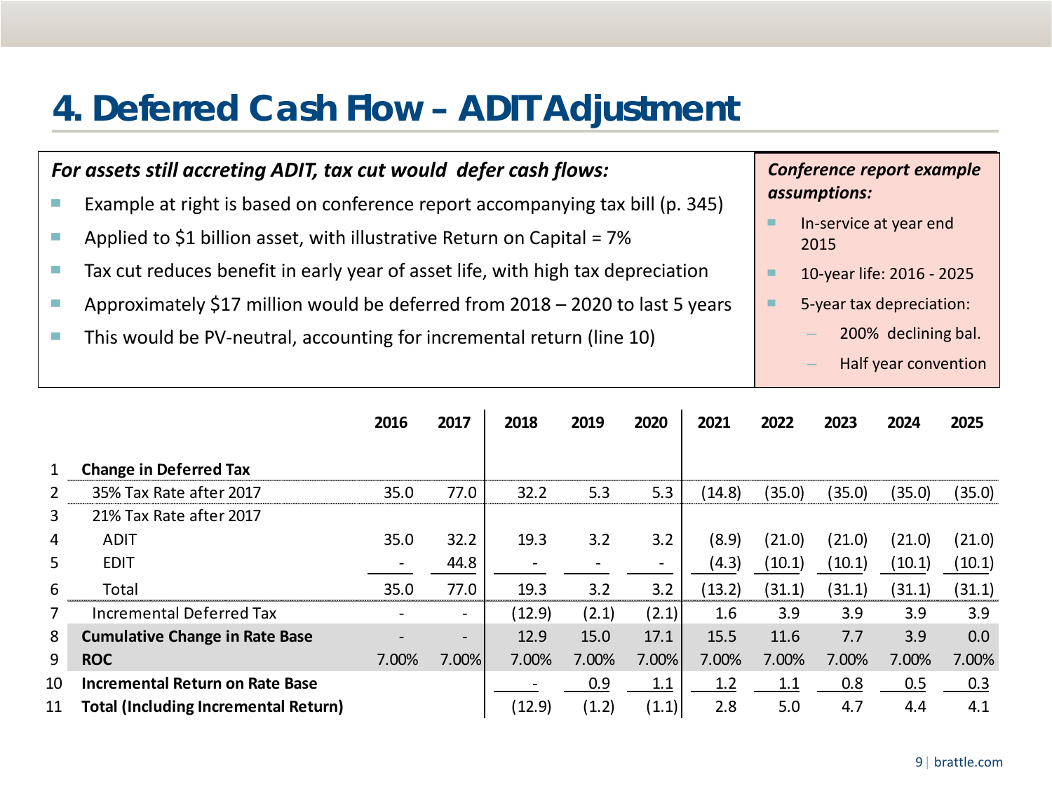# 4. Deferred Cash Flow – ADIT Adjustment

***For assets still accreting ADIT, tax cut would defer cash flows:***

- Example at right is based on conference report accompanying tax bill (p. 345)
- Applied to $1 billion asset, with illustrative Return on Capital = 7%
- Tax cut reduces benefit in early year of asset life, with high tax depreciation
- Approximately $17 million would be deferred from 2018 – 2020 to last 5 years
- This would be PV-neutral, accounting for incremental return (line 10)

***Conference report example assumptions:***

- In-service at year end 2015
- 10-year life: 2016 - 2025
- 5-year tax depreciation:
  - 200% declining bal.
  - Half year convention

| | | 2016 | 2017 | 2018 | 2019 | 2020 | 2021 | 2022 | 2023 | 2024 | 2025 |
|---|---|---|---|---|---|---|---|---|---|---|---|
| 1 | **Change in Deferred Tax** | | | | | | | | | | |
| 2 | 35% Tax Rate after 2017 | 35.0 | 77.0 | 32.2 | 5.3 | 5.3 | (14.8) | (35.0) | (35.0) | (35.0) | (35.0) |
| 3 | 21% Tax Rate after 2017 | | | | | | | | | | |
| 4 | ADIT | 35.0 | 32.2 | 19.3 | 3.2 | 3.2 | (8.9) | (21.0) | (21.0) | (21.0) | (21.0) |
| 5 | EDIT | - | 44.8 | - | - | - | (4.3) | (10.1) | (10.1) | (10.1) | (10.1) |
| 6 | Total | 35.0 | 77.0 | 19.3 | 3.2 | 3.2 | (13.2) | (31.1) | (31.1) | (31.1) | (31.1) |
| 7 | Incremental Deferred Tax | - | - | (12.9) | (2.1) | (2.1) | 1.6 | 3.9 | 3.9 | 3.9 | 3.9 |
| 8 | **Cumulative Change in Rate Base** | - | - | 12.9 | 15.0 | 17.1 | 15.5 | 11.6 | 7.7 | 3.9 | 0.0 |
| 9 | **ROC** | 7.00% | 7.00% | 7.00% | 7.00% | 7.00% | 7.00% | 7.00% | 7.00% | 7.00% | 7.00% |
| 10 | **Incremental Return on Rate Base** | | | - | 0.9 | 1.1 | 1.2 | 1.1 | 0.8 | 0.5 | 0.3 |
| 11 | **Total (Including Incremental Return)** | | | (12.9) | (1.2) | (1.1) | 2.8 | 5.0 | 4.7 | 4.4 | 4.1 |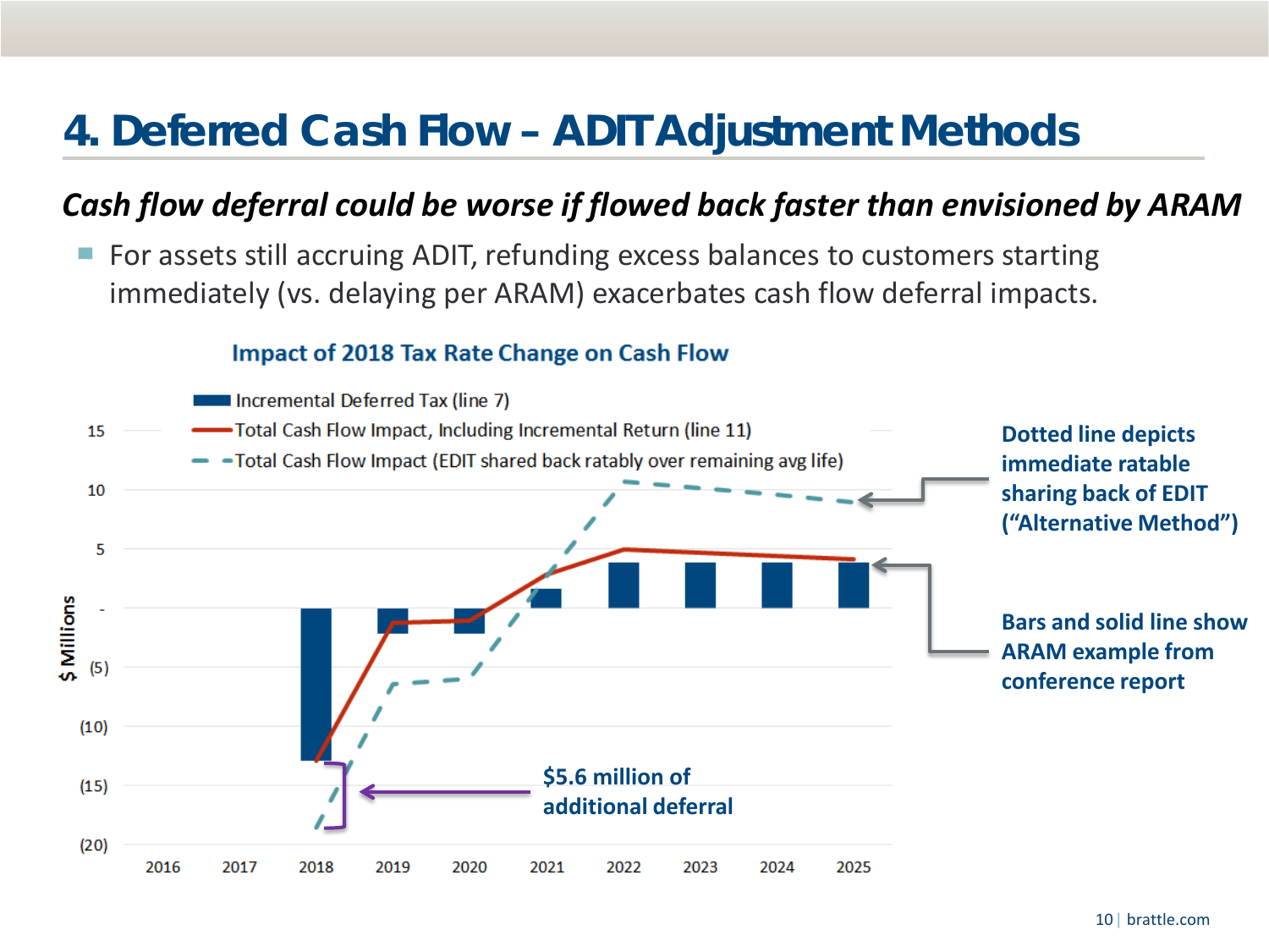# 4. Deferred Cash Flow – ADIT Adjustment Methods

***Cash flow deferral could be worse if flowed back faster than envisioned by ARAM***

- For assets still accruing ADIT, refunding excess balances to customers starting immediately (vs. delaying per ARAM) exacerbates cash flow deferral impacts.

**Impact of 2018 Tax Rate Change on Cash Flow**

Legend:
- Incremental Deferred Tax (line 7)
- Total Cash Flow Impact, Including Incremental Return (line 11)
- Total Cash Flow Impact (EDIT shared back ratably over remaining avg life)

Y-axis: $ Millions (15, 10, 5, -, (5), (10), (15), (20))

X-axis: 2016, 2017, 2018, 2019, 2020, 2021, 2022, 2023, 2024, 2025

**$5.6 million of additional deferral**

**Dotted line depicts immediate ratable sharing back of EDIT (“Alternative Method”)**

**Bars and solid line show ARAM example from conference report**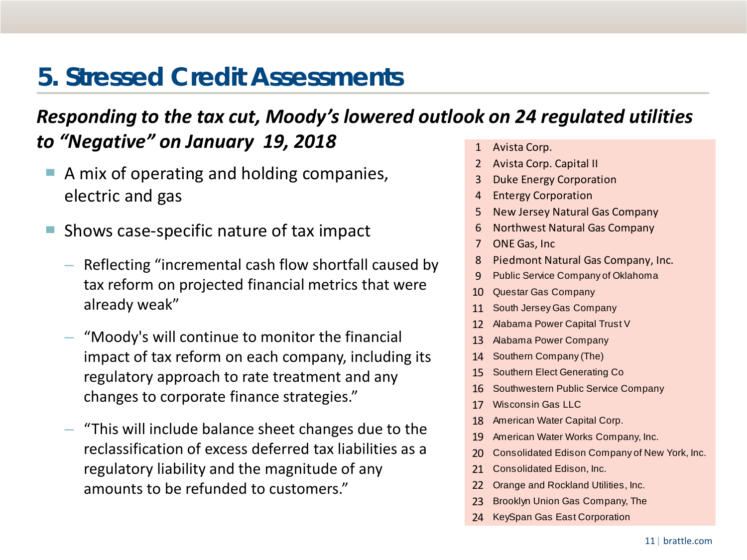# 5. Stressed Credit Assessments

***Responding to the tax cut, Moody's lowered outlook on 24 regulated utilities to "Negative" on January 19, 2018***

- A mix of operating and holding companies, electric and gas
- Shows case-specific nature of tax impact
  - Reflecting "incremental cash flow shortfall caused by tax reform on projected financial metrics that were already weak"
  - "Moody's will continue to monitor the financial impact of tax reform on each company, including its regulatory approach to rate treatment and any changes to corporate finance strategies."
  - "This will include balance sheet changes due to the reclassification of excess deferred tax liabilities as a regulatory liability and the magnitude of any amounts to be refunded to customers."

1. Avista Corp.
2. Avista Corp. Capital II
3. Duke Energy Corporation
4. Entergy Corporation
5. New Jersey Natural Gas Company
6. Northwest Natural Gas Company
7. ONE Gas, Inc
8. Piedmont Natural Gas Company, Inc.
9. Public Service Company of Oklahoma
10. Questar Gas Company
11. South Jersey Gas Company
12. Alabama Power Capital Trust V
13. Alabama Power Company
14. Southern Company (The)
15. Southern Elect Generating Co
16. Southwestern Public Service Company
17. Wisconsin Gas LLC
18. American Water Capital Corp.
19. American Water Works Company, Inc.
20. Consolidated Edison Company of New York, Inc.
21. Consolidated Edison, Inc.
22. Orange and Rockland Utilities, Inc.
23. Brooklyn Union Gas Company, The
24. KeySpan Gas East Corporation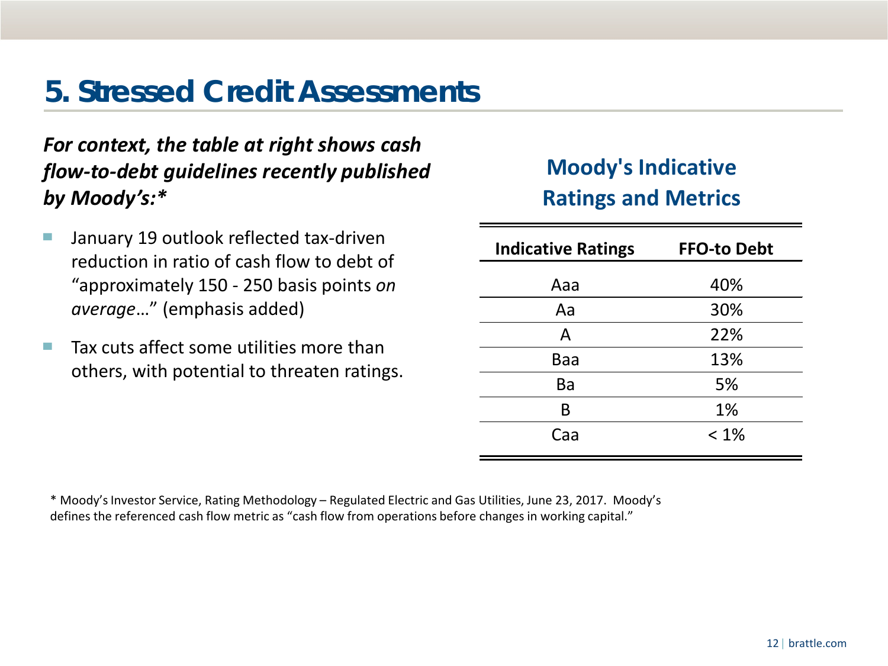# 5. Stressed Credit Assessments

***For context, the table at right shows cash flow-to-debt guidelines recently published by Moody's:****

- January 19 outlook reflected tax-driven reduction in ratio of cash flow to debt of "approximately 150 - 250 basis points *on average*…" (emphasis added)
- Tax cuts affect some utilities more than others, with potential to threaten ratings.

## Moody's Indicative Ratings and Metrics

| Indicative Ratings | FFO-to Debt |
|---|---|
| Aaa | 40% |
| Aa | 30% |
| A | 22% |
| Baa | 13% |
| Ba | 5% |
| B | 1% |
| Caa | < 1% |

* Moody's Investor Service, Rating Methodology – Regulated Electric and Gas Utilities, June 23, 2017. Moody's defines the referenced cash flow metric as "cash flow from operations before changes in working capital."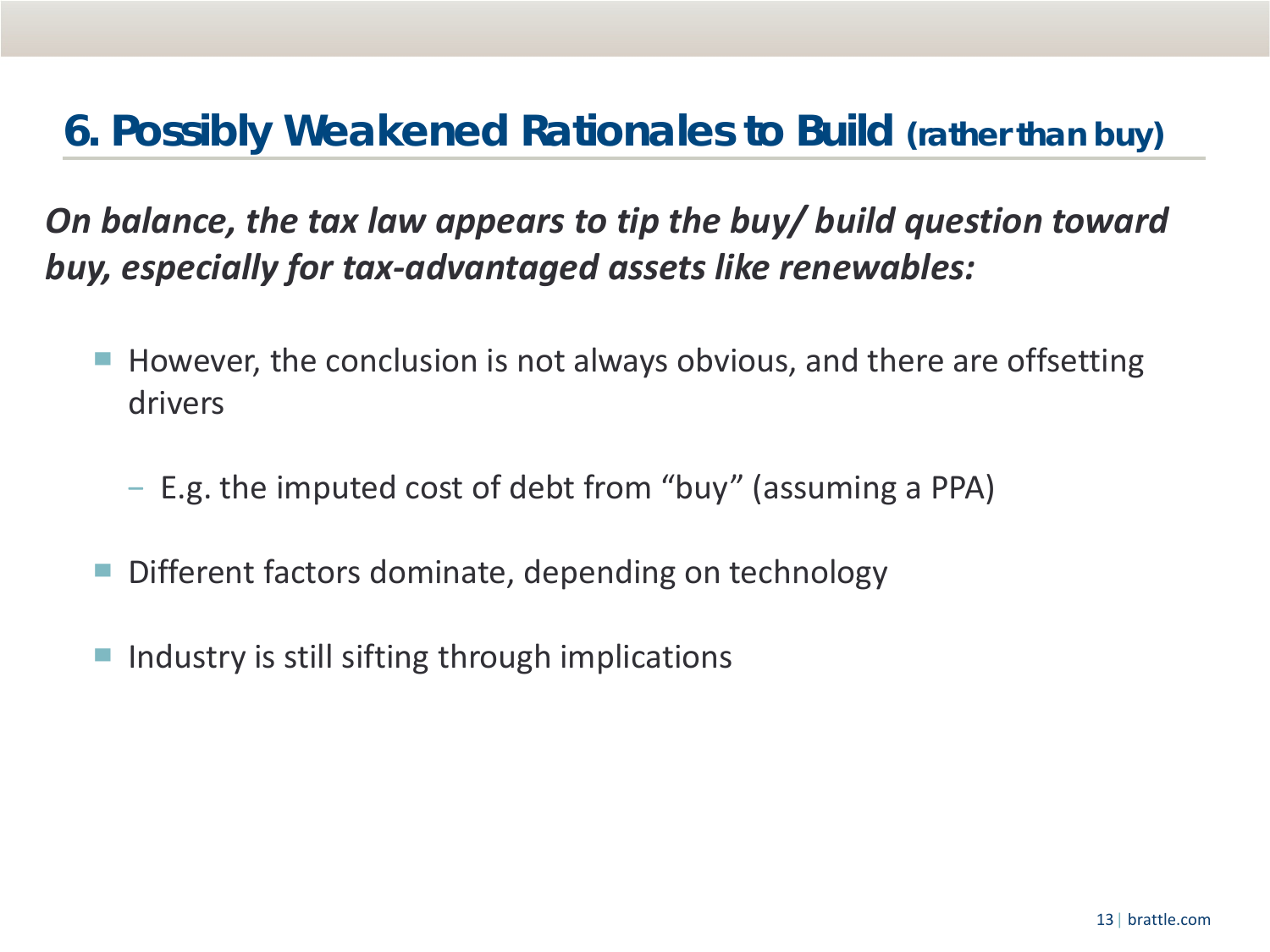## 6. Possibly Weakened Rationales to Build (rather than buy)

***On balance, the tax law appears to tip the buy/ build question toward buy, especially for tax-advantaged assets like renewables:***

- However, the conclusion is not always obvious, and there are offsetting drivers
  - E.g. the imputed cost of debt from "buy" (assuming a PPA)
- Different factors dominate, depending on technology
- Industry is still sifting through implications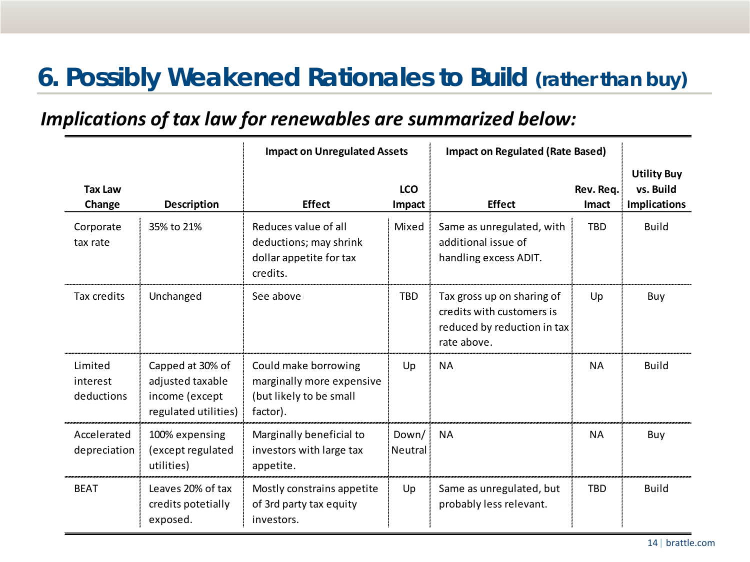# 6. Possibly Weakened Rationales to Build (rather than buy)

***Implications of tax law for renewables are summarized below:***

| | | Impact on Unregulated Assets | | Impact on Regulated (Rate Based) | | |
|---|---|---|---|---|---|---|
| **Tax Law Change** | **Description** | **Effect** | **LCO Impact** | **Effect** | **Rev. Req. Imact** | **Utility Buy vs. Build Implications** |
| Corporate tax rate | 35% to 21% | Reduces value of all deductions; may shrink dollar appetite for tax credits. | Mixed | Same as unregulated, with additional issue of handling excess ADIT. | TBD | Build |
| Tax credits | Unchanged | See above | TBD | Tax gross up on sharing of credits with customers is reduced by reduction in tax rate above. | Up | Buy |
| Limited interest deductions | Capped at 30% of adjusted taxable income (except regulated utilities) | Could make borrowing marginally more expensive (but likely to be small factor). | Up | NA | NA | Build |
| Accelerated depreciation | 100% expensing (except regulated utilities) | Marginally beneficial to investors with large tax appetite. | Down/ Neutral | NA | NA | Buy |
| BEAT | Leaves 20% of tax credits potetially exposed. | Mostly constrains appetite of 3rd party tax equity investors. | Up | Same as unregulated, but probably less relevant. | TBD | Build |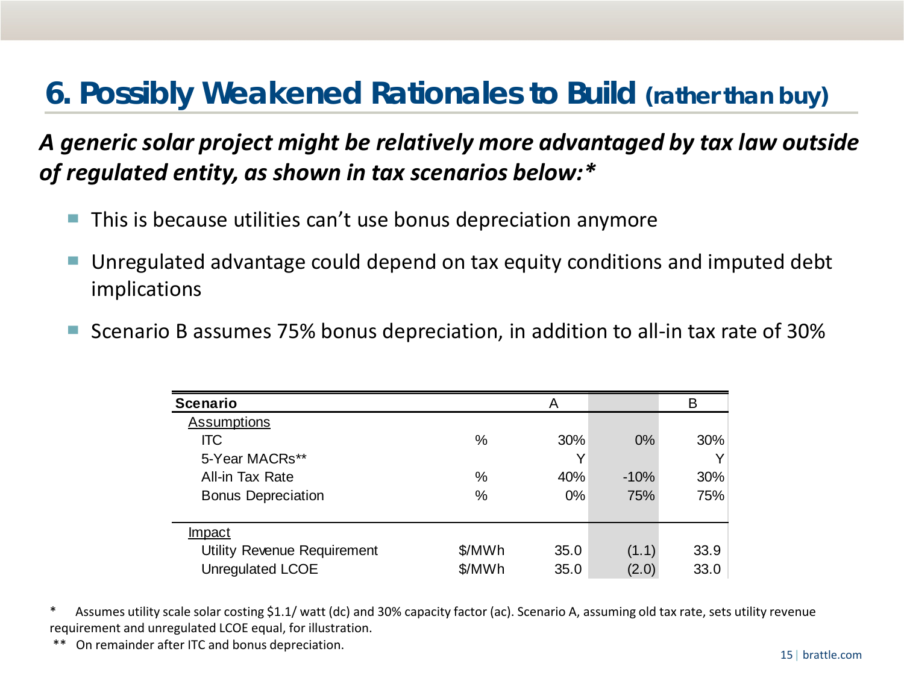# 6. Possibly Weakened Rationales to Build (rather than buy)

***A generic solar project might be relatively more advantaged by tax law outside of regulated entity, as shown in tax scenarios below:****

- This is because utilities can't use bonus depreciation anymore
- Unregulated advantage could depend on tax equity conditions and imputed debt implications
- Scenario B assumes 75% bonus depreciation, in addition to all-in tax rate of 30%

| Scenario | | A | | B |
|---|---|---|---|---|
| Assumptions | | | | |
| ITC | % | 30% | 0% | 30% |
| 5-Year MACRs** | | Y | | Y |
| All-in Tax Rate | % | 40% | -10% | 30% |
| Bonus Depreciation | % | 0% | 75% | 75% |
| Impact | | | | |
| Utility Revenue Requirement | $/MWh | 35.0 | (1.1) | 33.9 |
| Unregulated LCOE | $/MWh | 35.0 | (2.0) | 33.0 |

\* Assumes utility scale solar costing $1.1/ watt (dc) and 30% capacity factor (ac). Scenario A, assuming old tax rate, sets utility revenue requirement and unregulated LCOE equal, for illustration.

** On remainder after ITC and bonus depreciation.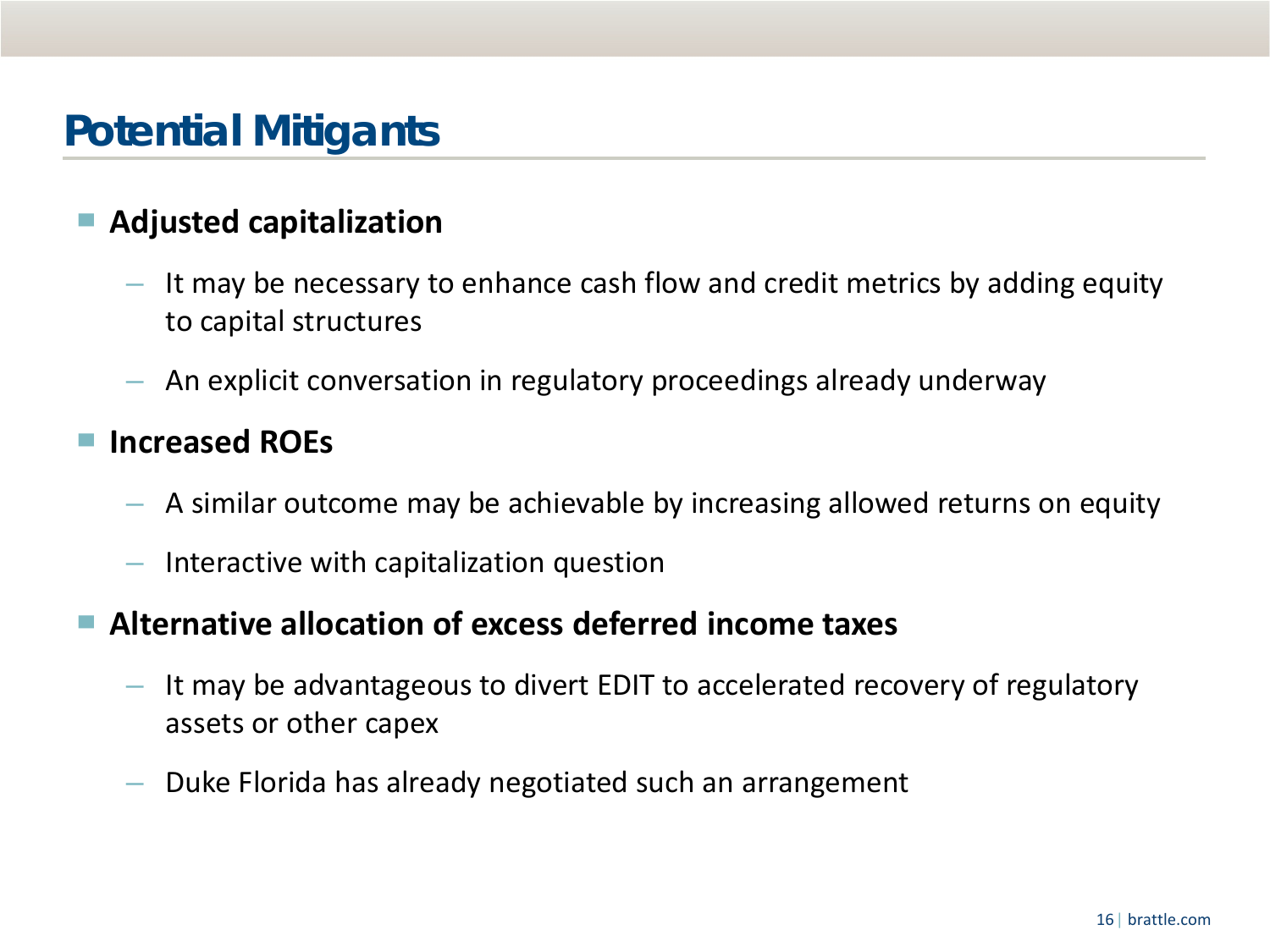# Potential Mitigants

- **Adjusted capitalization**
  - It may be necessary to enhance cash flow and credit metrics by adding equity to capital structures
  - An explicit conversation in regulatory proceedings already underway
- **Increased ROEs**
  - A similar outcome may be achievable by increasing allowed returns on equity
  - Interactive with capitalization question
- **Alternative allocation of excess deferred income taxes**
  - It may be advantageous to divert EDIT to accelerated recovery of regulatory assets or other capex
  - Duke Florida has already negotiated such an arrangement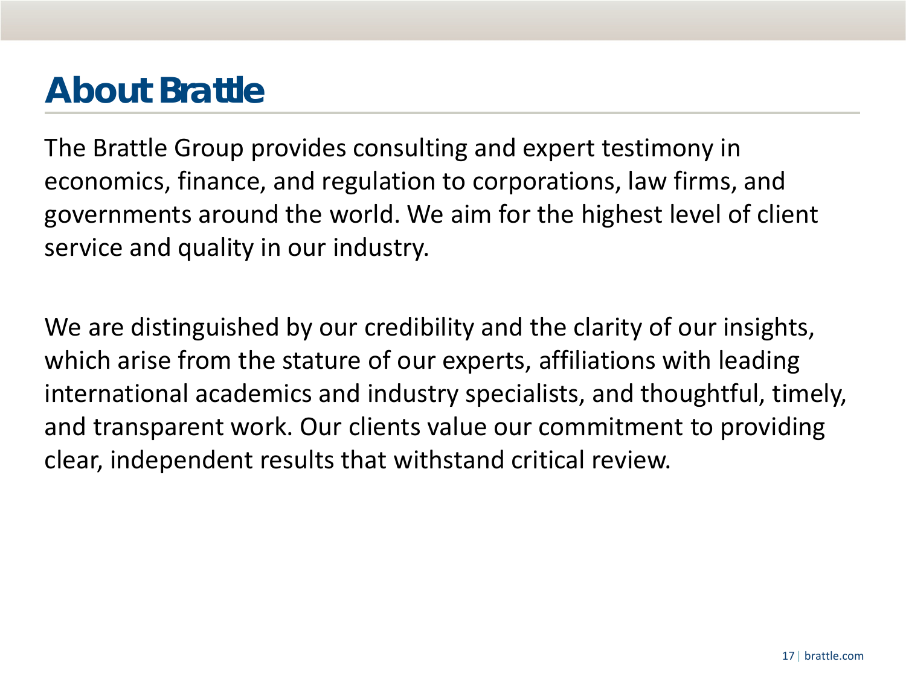# About Brattle

The Brattle Group provides consulting and expert testimony in economics, finance, and regulation to corporations, law firms, and governments around the world. We aim for the highest level of client service and quality in our industry.

We are distinguished by our credibility and the clarity of our insights, which arise from the stature of our experts, affiliations with leading international academics and industry specialists, and thoughtful, timely, and transparent work. Our clients value our commitment to providing clear, independent results that withstand critical review.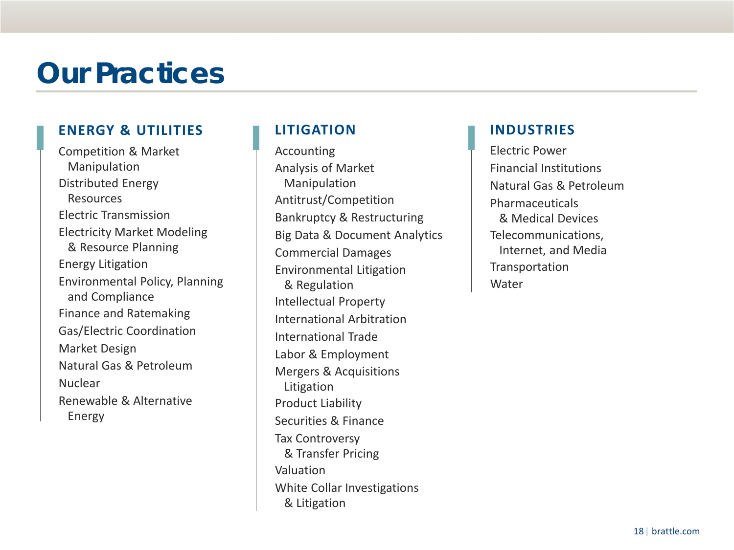# Our Practices

## ENERGY & UTILITIES

- Competition & Market Manipulation
- Distributed Energy Resources
- Electric Transmission
- Electricity Market Modeling & Resource Planning
- Energy Litigation
- Environmental Policy, Planning and Compliance
- Finance and Ratemaking
- Gas/Electric Coordination
- Market Design
- Natural Gas & Petroleum
- Nuclear
- Renewable & Alternative Energy

## LITIGATION

- Accounting
- Analysis of Market Manipulation
- Antitrust/Competition
- Bankruptcy & Restructuring
- Big Data & Document Analytics
- Commercial Damages
- Environmental Litigation & Regulation
- Intellectual Property
- International Arbitration
- International Trade
- Labor & Employment
- Mergers & Acquisitions Litigation
- Product Liability
- Securities & Finance
- Tax Controversy & Transfer Pricing
- Valuation
- White Collar Investigations & Litigation

## INDUSTRIES

- Electric Power
- Financial Institutions
- Natural Gas & Petroleum
- Pharmaceuticals & Medical Devices
- Telecommunications, Internet, and Media
- Transportation
- Water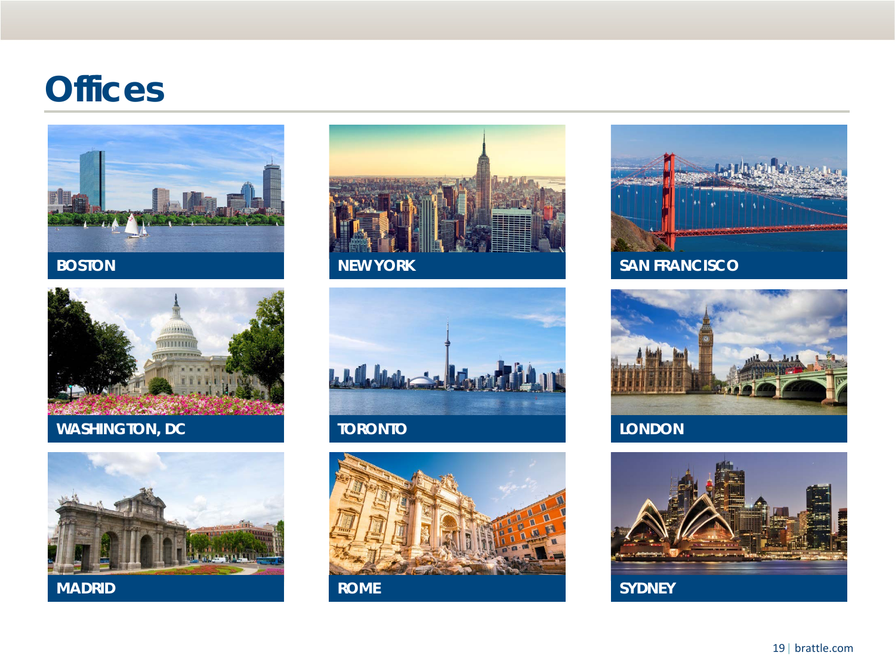# Offices

BOSTON

NEW YORK

SAN FRANCISCO

WASHINGTON, DC

TORONTO

LONDON

MADRID

ROME

SYDNEY